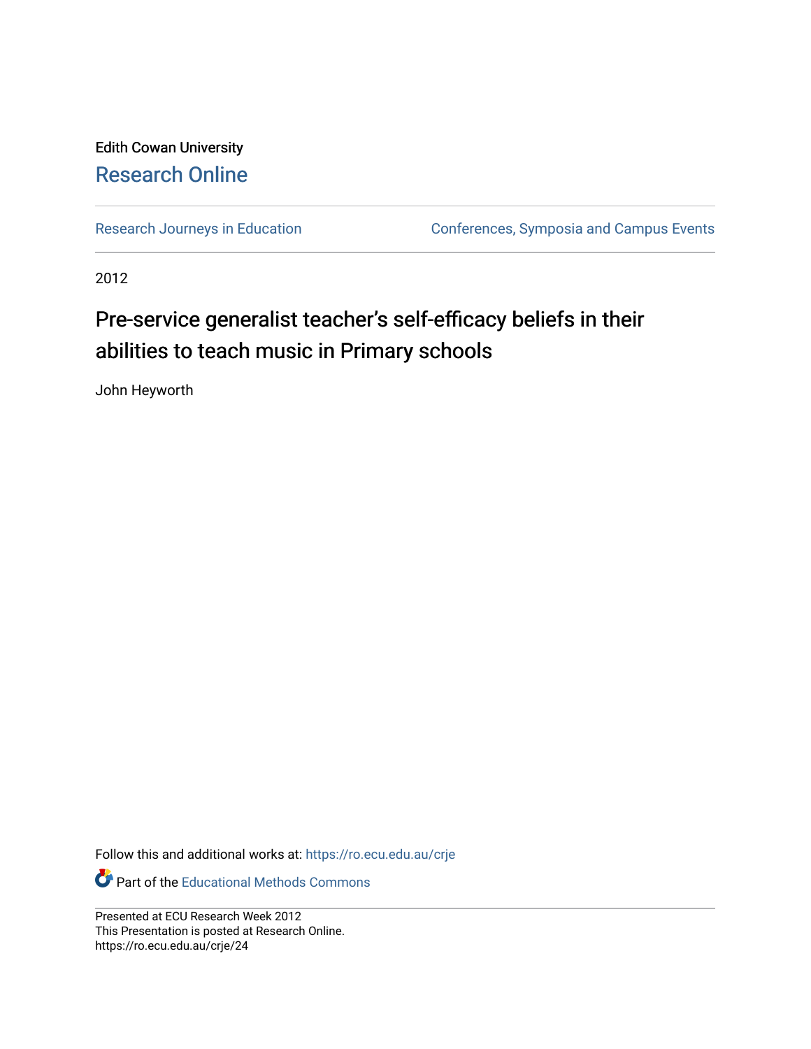Edith Cowan University

## Research Online

Research Journeys in Education

Conferences, Symposia and Campus Events

2012

# Pre-service generalist teacher's self-efficacy beliefs in their abilities to teach music in Primary schools

John Heyworth

Follow this and additional works at: https://ro.ecu.edu.au/crje

Part of the Educational Methods Commons

Presented at ECU Research Week 2012
This Presentation is posted at Research Online.
https://ro.ecu.edu.au/crje/24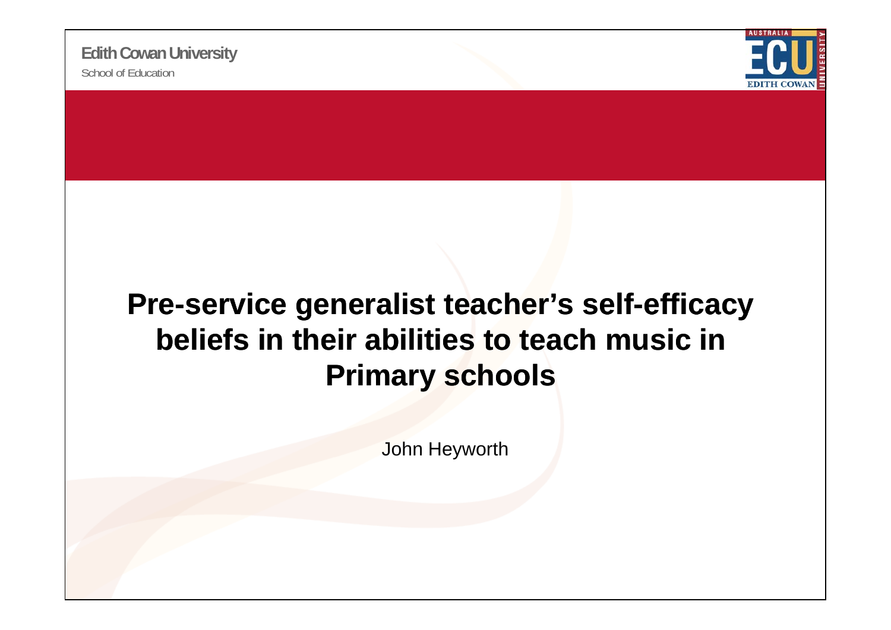Edith Cowan University

School of Education

# Pre-service generalist teacher's self-efficacy beliefs in their abilities to teach music in Primary schools

John Heyworth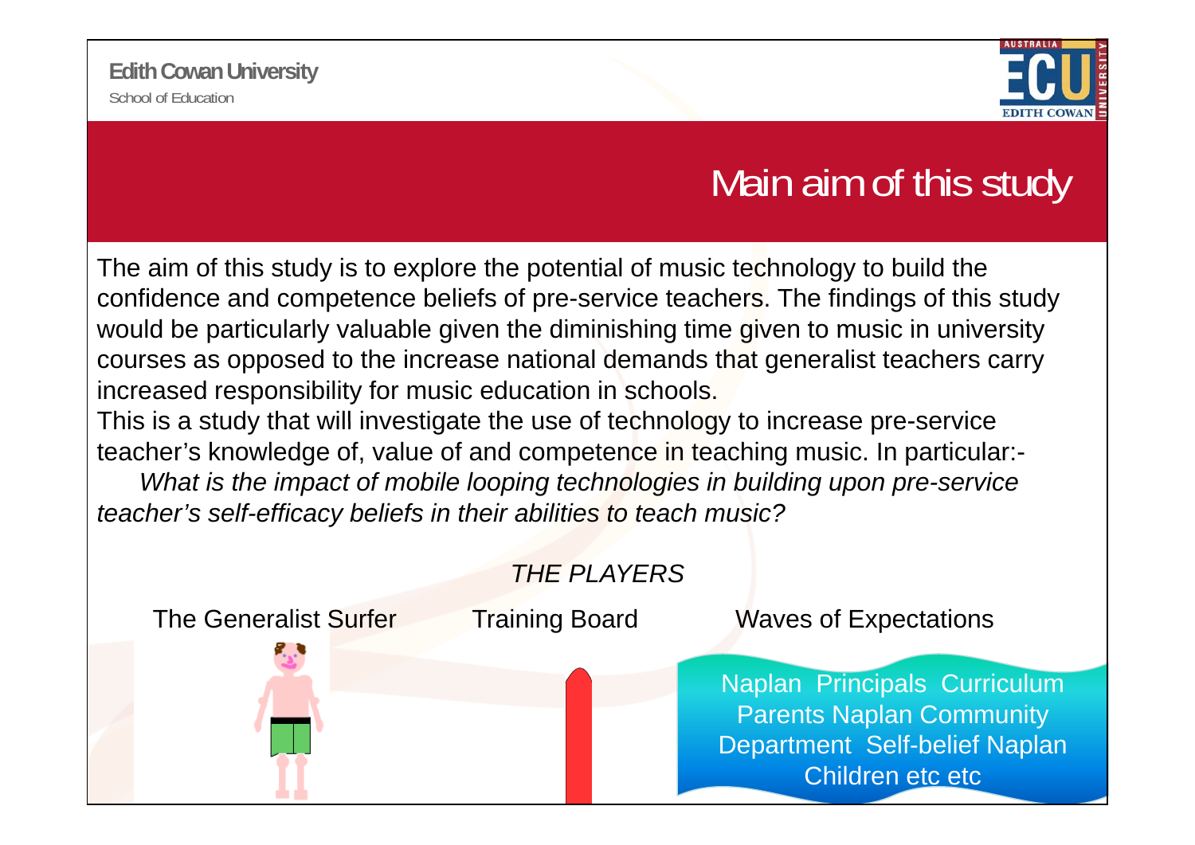Edith Cowan University

School of Education

# Main aim of this study

The aim of this study is to explore the potential of music technology to build the confidence and competence beliefs of pre-service teachers. The findings of this study would be particularly valuable given the diminishing time given to music in university courses as opposed to the increase national demands that generalist teachers carry increased responsibility for music education in schools.

This is a study that will investigate the use of technology to increase pre-service teacher's knowledge of, value of and competence in teaching music. In particular:-

*What is the impact of mobile looping technologies in building upon pre-service teacher's self-efficacy beliefs in their abilities to teach music?*

*THE PLAYERS*

The Generalist Surfer

Training Board

Waves of Expectations

Naplan Principals Curriculum Parents Naplan Community Department Self-belief Naplan Children etc etc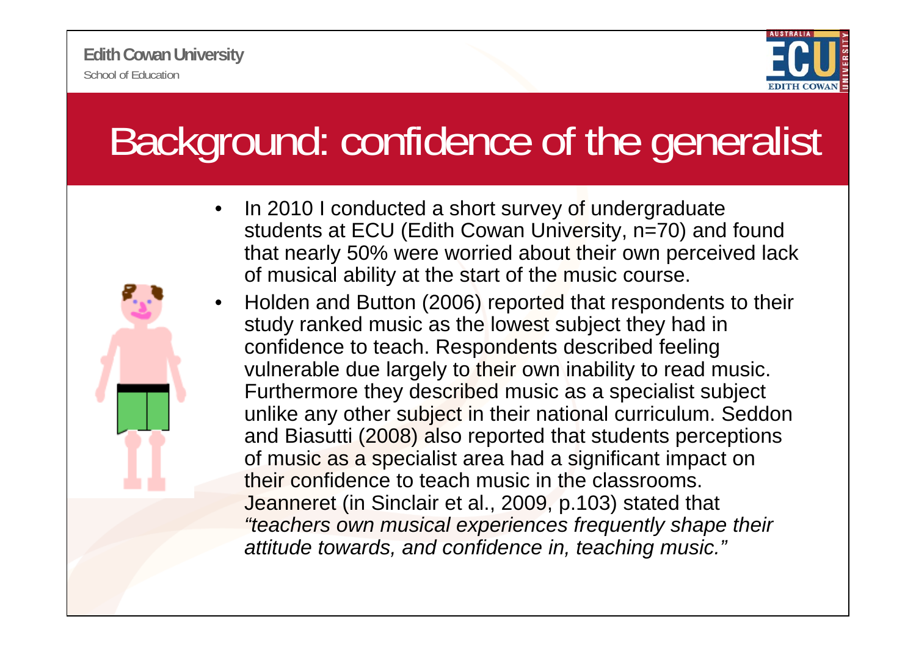# Background: confidence of the generalist

- In 2010 I conducted a short survey of undergraduate students at ECU (Edith Cowan University, n=70) and found that nearly 50% were worried about their own perceived lack of musical ability at the start of the music course.
- Holden and Button (2006) reported that respondents to their study ranked music as the lowest subject they had in confidence to teach. Respondents described feeling vulnerable due largely to their own inability to read music. Furthermore they described music as a specialist subject unlike any other subject in their national curriculum. Seddon and Biasutti (2008) also reported that students perceptions of music as a specialist area had a significant impact on their confidence to teach music in the classrooms. Jeanneret (in Sinclair et al., 2009, p.103) stated that *"teachers own musical experiences frequently shape their attitude towards, and confidence in, teaching music."*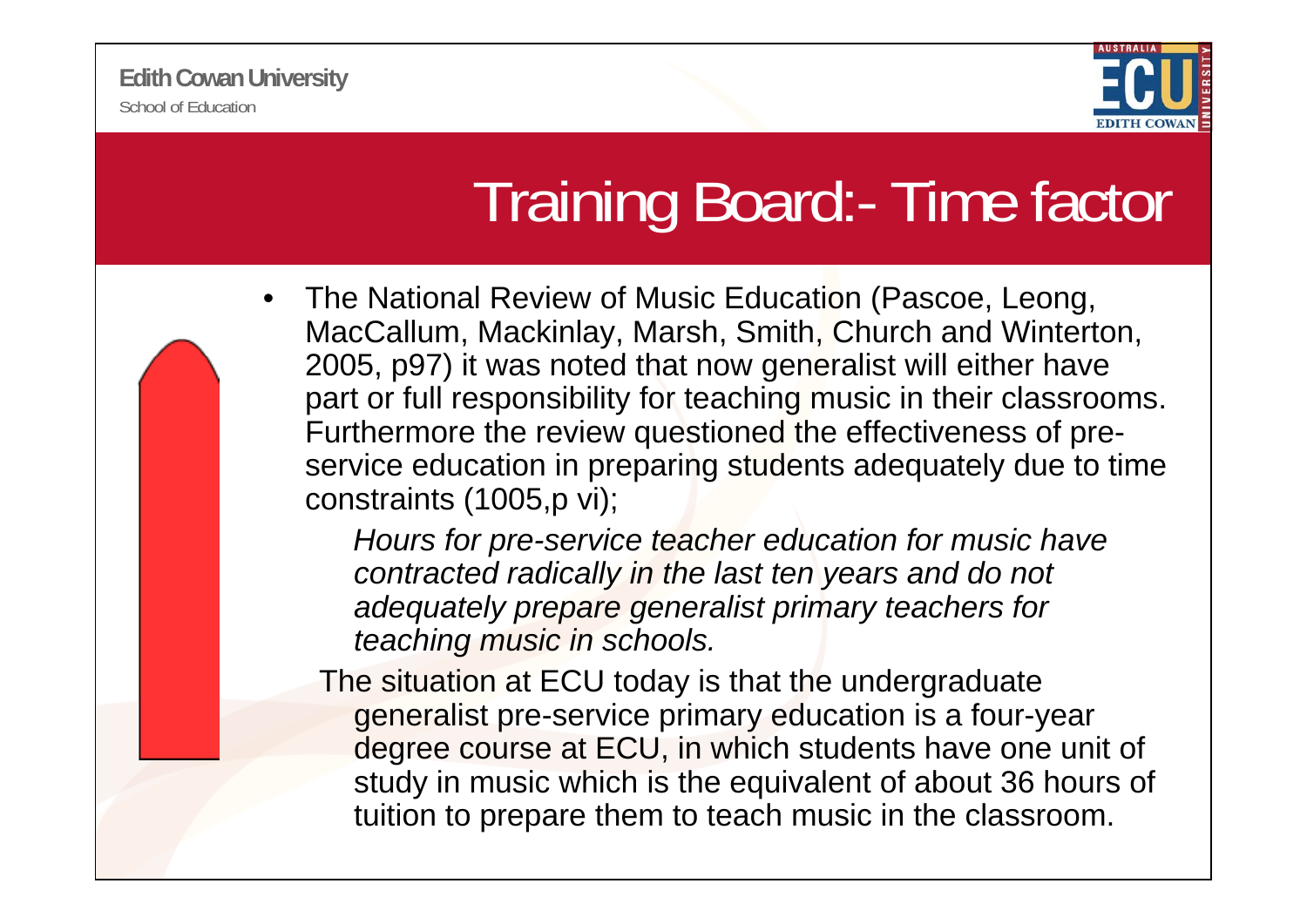# Training Board:- Time factor

- The National Review of Music Education (Pascoe, Leong, MacCallum, Mackinlay, Marsh, Smith, Church and Winterton, 2005, p97) it was noted that now generalist will either have part or full responsibility for teaching music in their classrooms. Furthermore the review questioned the effectiveness of pre-service education in preparing students adequately due to time constraints (1005,p vi);

  *Hours for pre-service teacher education for music have contracted radically in the last ten years and do not adequately prepare generalist primary teachers for teaching music in schools.*

  The situation at ECU today is that the undergraduate generalist pre-service primary education is a four-year degree course at ECU, in which students have one unit of study in music which is the equivalent of about 36 hours of tuition to prepare them to teach music in the classroom.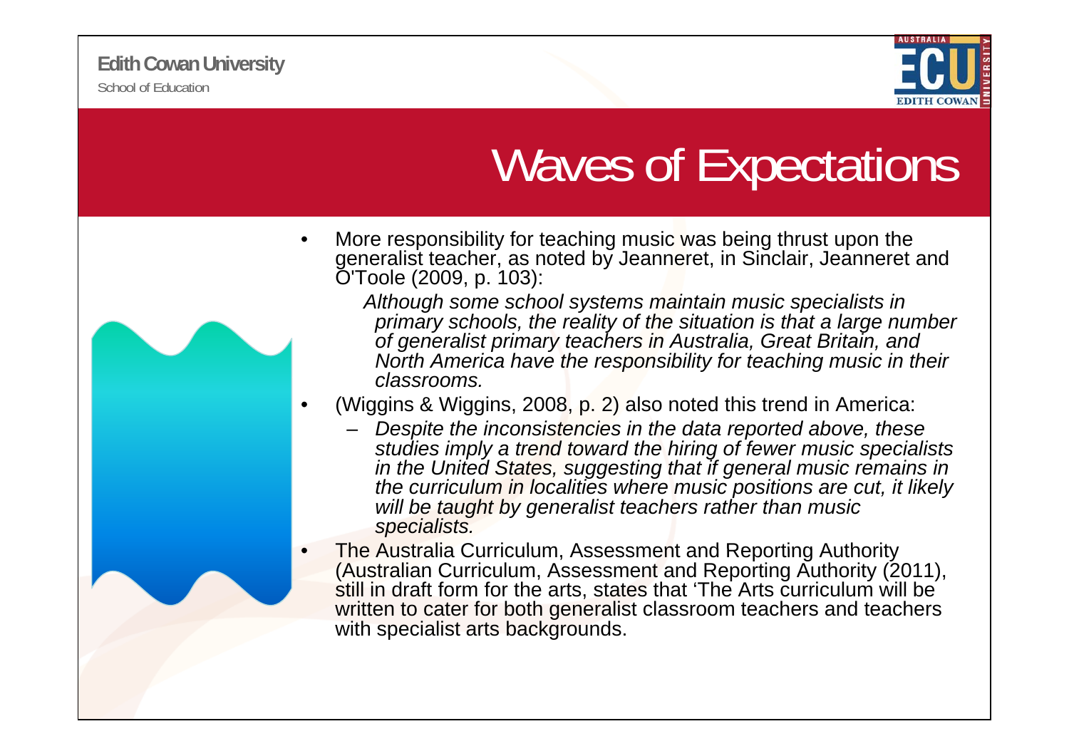# Waves of Expectations

- More responsibility for teaching music was being thrust upon the generalist teacher, as noted by Jeanneret, in Sinclair, Jeanneret and O'Toole (2009, p. 103):

  *Although some school systems maintain music specialists in primary schools, the reality of the situation is that a large number of generalist primary teachers in Australia, Great Britain, and North America have the responsibility for teaching music in their classrooms.*

- (Wiggins & Wiggins, 2008, p. 2) also noted this trend in America:
  - *Despite the inconsistencies in the data reported above, these studies imply a trend toward the hiring of fewer music specialists in the United States, suggesting that if general music remains in the curriculum in localities where music positions are cut, it likely will be taught by generalist teachers rather than music specialists.*
- The Australia Curriculum, Assessment and Reporting Authority (Australian Curriculum, Assessment and Reporting Authority (2011), still in draft form for the arts, states that 'The Arts curriculum will be written to cater for both generalist classroom teachers and teachers with specialist arts backgrounds.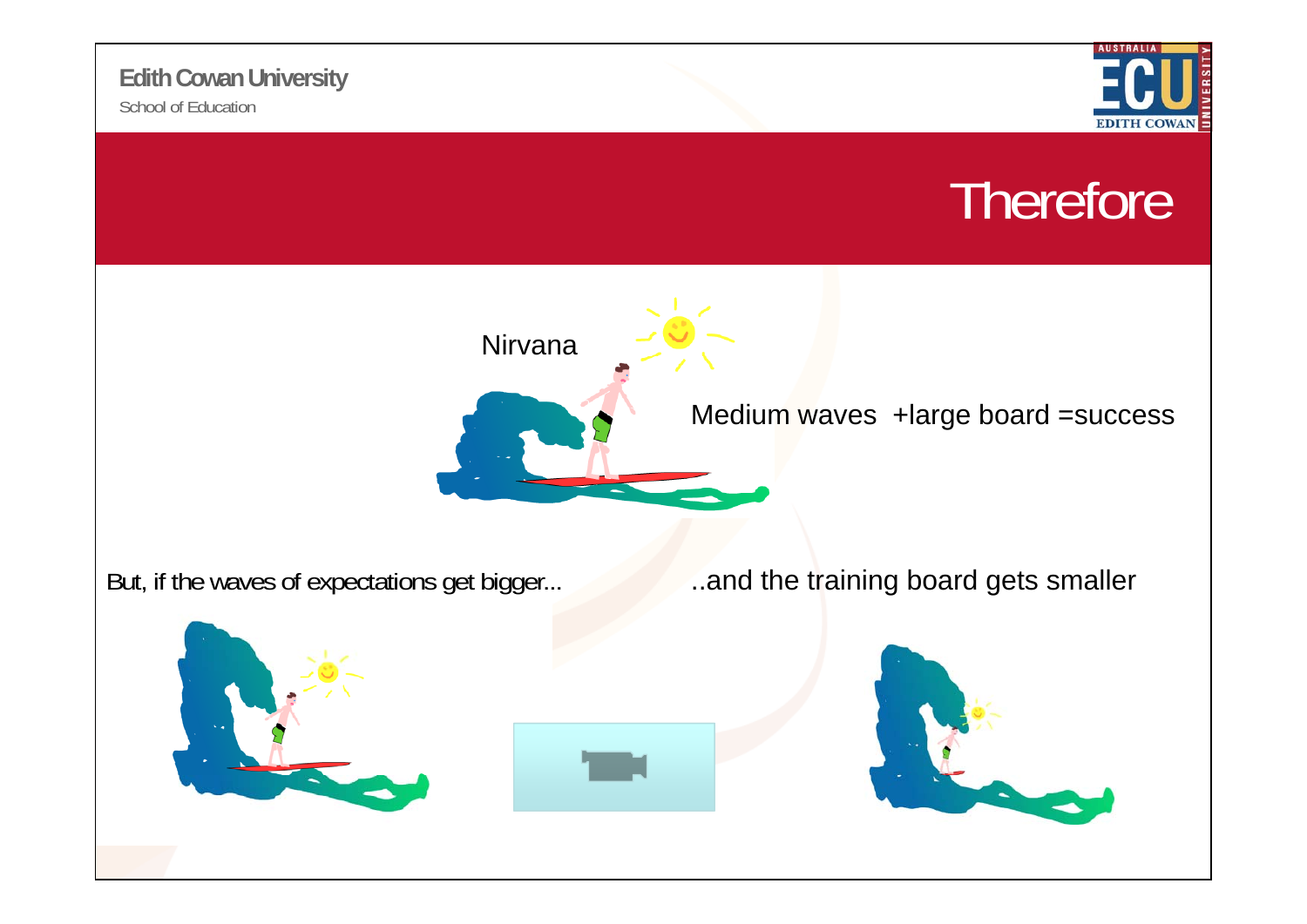# Therefore

Nirvana

Medium waves +large board =success

But, if the waves of expectations get bigger...

..and the training board gets smaller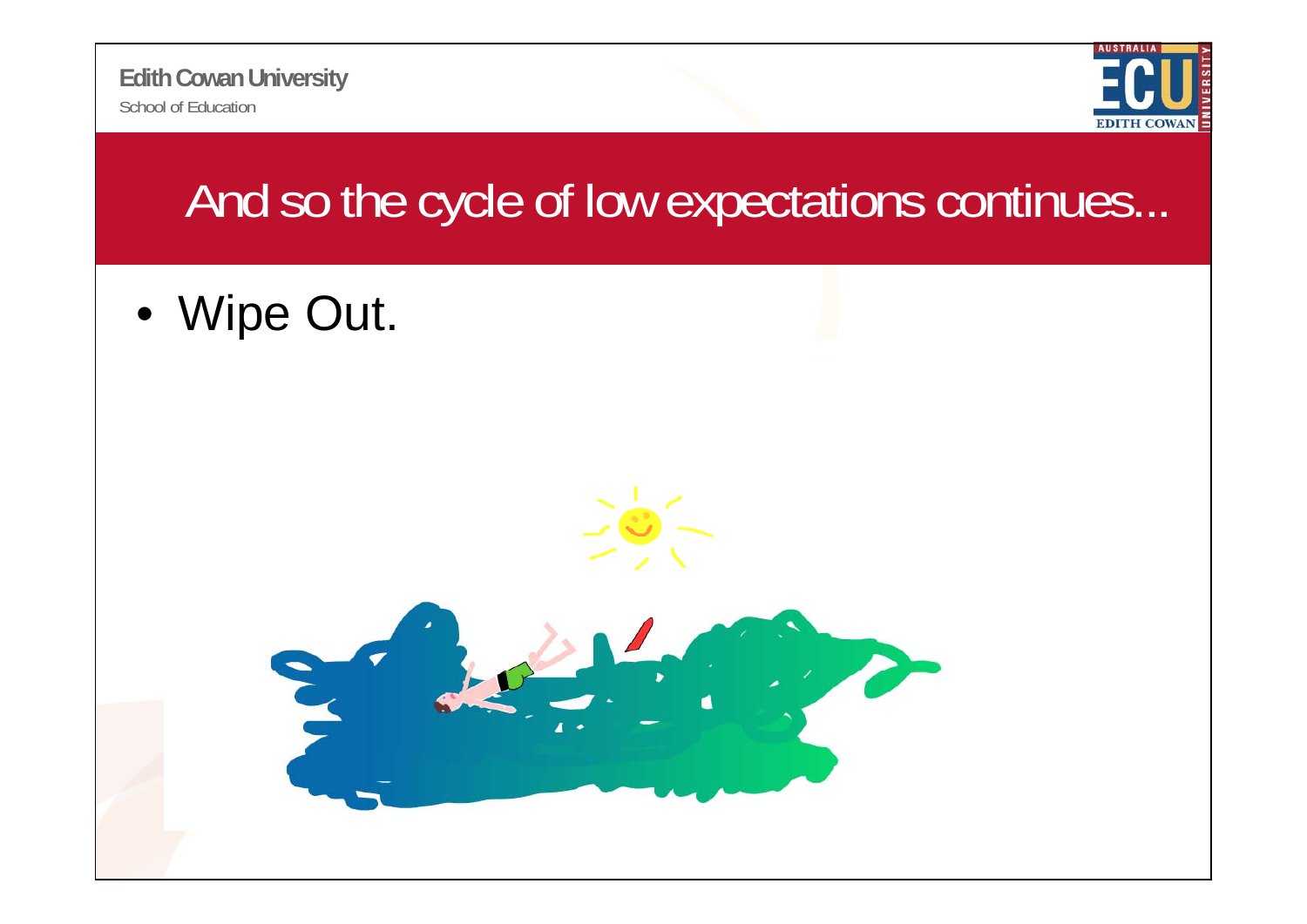# And so the cycle of low expectations continues...

- Wipe Out.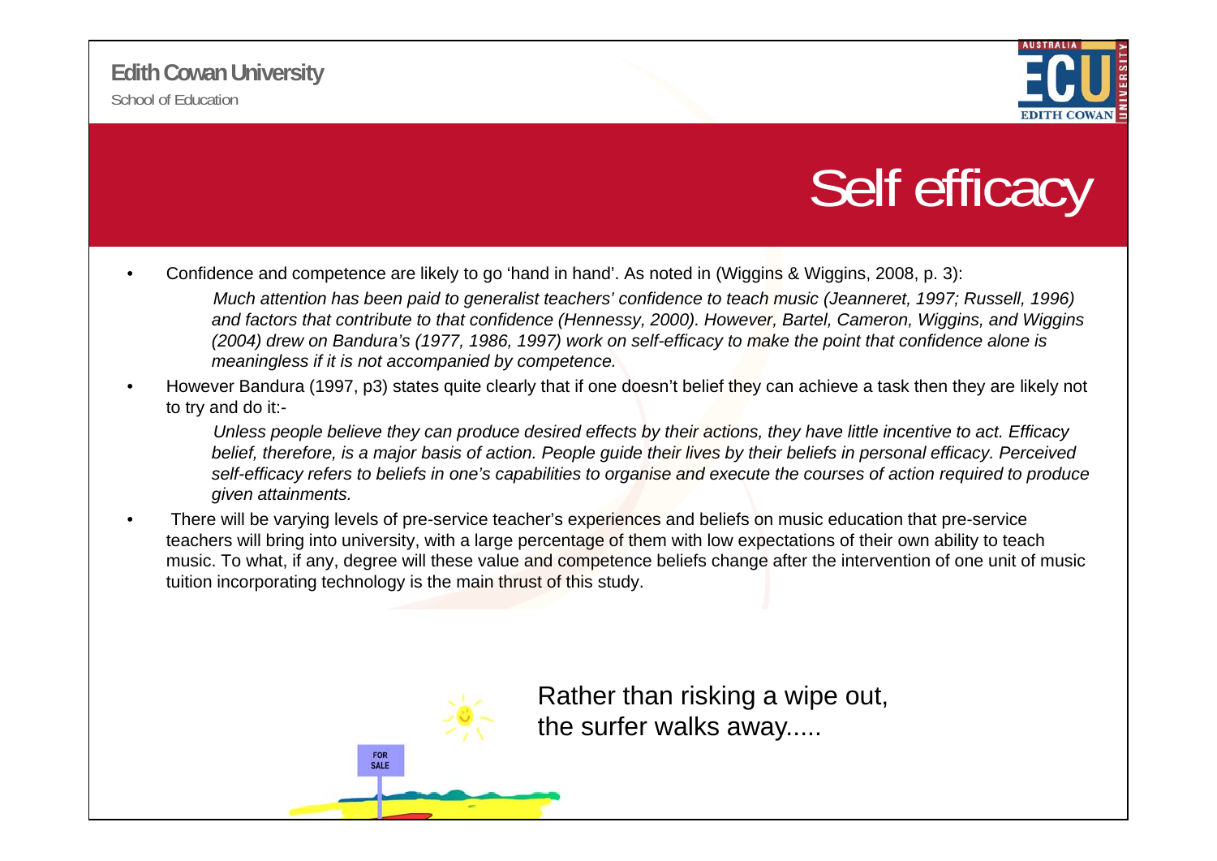# Self efficacy

- Confidence and competence are likely to go 'hand in hand'. As noted in (Wiggins & Wiggins, 2008, p. 3):

  *Much attention has been paid to generalist teachers' confidence to teach music (Jeanneret, 1997; Russell, 1996) and factors that contribute to that confidence (Hennessy, 2000). However, Bartel, Cameron, Wiggins, and Wiggins (2004) drew on Bandura's (1977, 1986, 1997) work on self-efficacy to make the point that confidence alone is meaningless if it is not accompanied by competence.*

- However Bandura (1997, p3) states quite clearly that if one doesn't belief they can achieve a task then they are likely not to try and do it:-

  *Unless people believe they can produce desired effects by their actions, they have little incentive to act. Efficacy belief, therefore, is a major basis of action. People guide their lives by their beliefs in personal efficacy. Perceived self-efficacy refers to beliefs in one's capabilities to organise and execute the courses of action required to produce given attainments.*

- There will be varying levels of pre-service teacher's experiences and beliefs on music education that pre-service teachers will bring into university, with a large percentage of them with low expectations of their own ability to teach music. To what, if any, degree will these value and competence beliefs change after the intervention of one unit of music tuition incorporating technology is the main thrust of this study.

Rather than risking a wipe out, the surfer walks away.....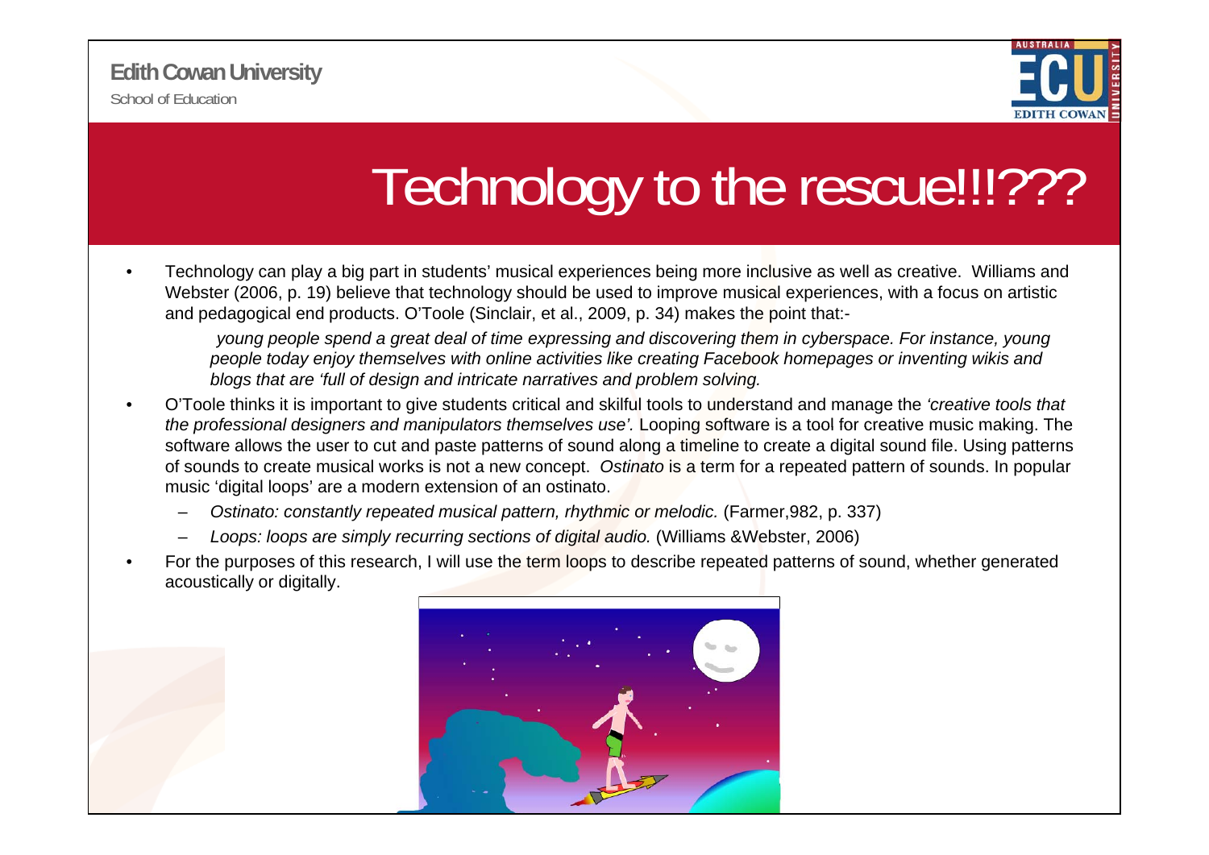# Technology to the rescue!!!???

- Technology can play a big part in students' musical experiences being more inclusive as well as creative. Williams and Webster (2006, p. 19) believe that technology should be used to improve musical experiences, with a focus on artistic and pedagogical end products. O'Toole (Sinclair, et al., 2009, p. 34) makes the point that:-

  > *young people spend a great deal of time expressing and discovering them in cyberspace. For instance, young people today enjoy themselves with online activities like creating Facebook homepages or inventing wikis and blogs that are 'full of design and intricate narratives and problem solving.*

- O'Toole thinks it is important to give students critical and skilful tools to understand and manage the *'creative tools that the professional designers and manipulators themselves use'.* Looping software is a tool for creative music making. The software allows the user to cut and paste patterns of sound along a timeline to create a digital sound file. Using patterns of sounds to create musical works is not a new concept. *Ostinato* is a term for a repeated pattern of sounds. In popular music 'digital loops' are a modern extension of an ostinato.
  - *Ostinato: constantly repeated musical pattern, rhythmic or melodic.* (Farmer,982, p. 337)
  - *Loops: loops are simply recurring sections of digital audio.* (Williams &Webster, 2006)
- For the purposes of this research, I will use the term loops to describe repeated patterns of sound, whether generated acoustically or digitally.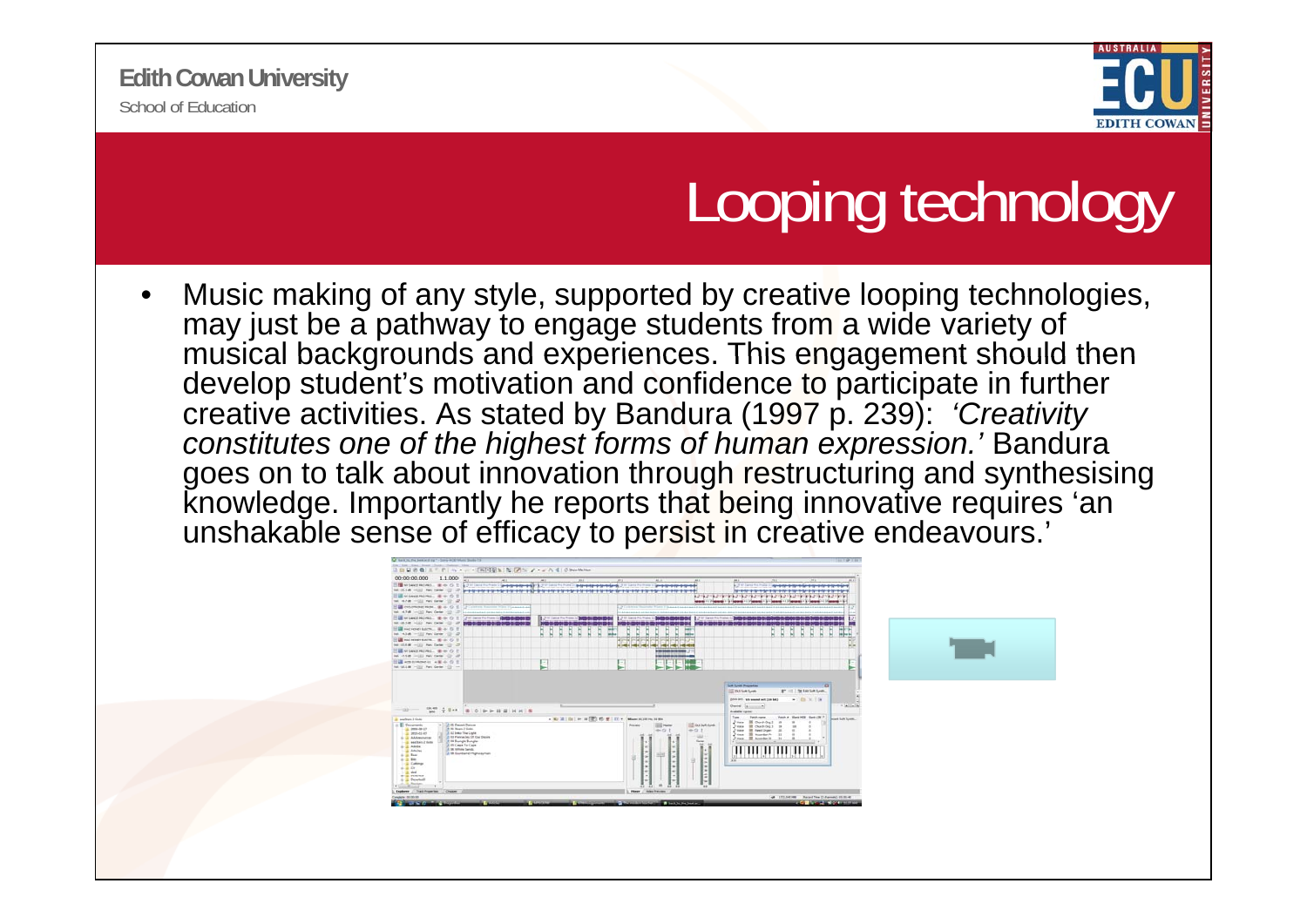# Looping technology

- Music making of any style, supported by creative looping technologies, may just be a pathway to engage students from a wide variety of musical backgrounds and experiences. This engagement should then develop student's motivation and confidence to participate in further creative activities. As stated by Bandura (1997 p. 239): *'Creativity constitutes one of the highest forms of human expression.'* Bandura goes on to talk about innovation through restructuring and synthesising knowledge. Importantly he reports that being innovative requires 'an unshakable sense of efficacy to persist in creative endeavours.'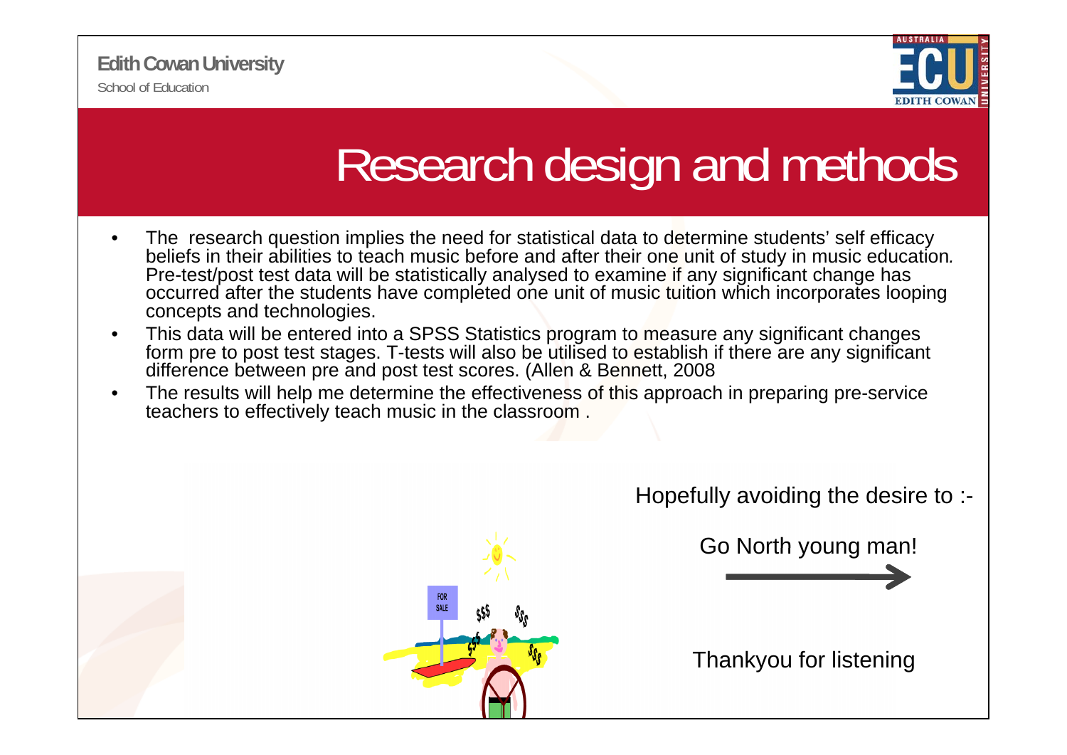Edith Cowan University

School of Education

# Research design and methods

- The research question implies the need for statistical data to determine students' self efficacy beliefs in their abilities to teach music before and after their one unit of study in music education. Pre-test/post test data will be statistically analysed to examine if any significant change has occurred after the students have completed one unit of music tuition which incorporates looping concepts and technologies.
- This data will be entered into a SPSS Statistics program to measure any significant changes form pre to post test stages. T-tests will also be utilised to establish if there are any significant difference between pre and post test scores. (Allen & Bennett, 2008
- The results will help me determine the effectiveness of this approach in preparing pre-service teachers to effectively teach music in the classroom .

Hopefully avoiding the desire to :-

Go North young man!

Thankyou for listening